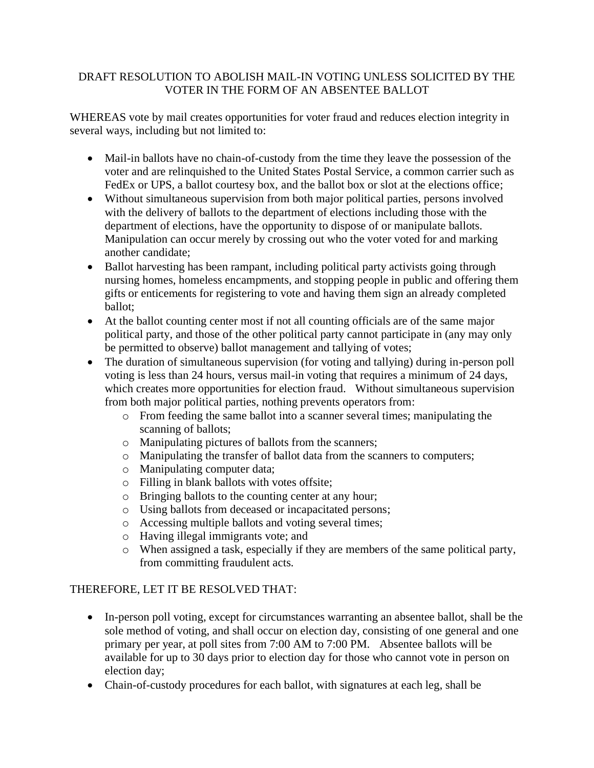# DRAFT RESOLUTION TO ABOLISH MAIL-IN VOTING UNLESS SOLICITED BY THE VOTER IN THE FORM OF AN ABSENTEE BALLOT

WHEREAS vote by mail creates opportunities for voter fraud and reduces election integrity in several ways, including but not limited to:

- Mail-in ballots have no chain-of-custody from the time they leave the possession of the voter and are relinquished to the United States Postal Service, a common carrier such as FedEx or UPS, a ballot courtesy box, and the ballot box or slot at the elections office;
- Without simultaneous supervision from both major political parties, persons involved with the delivery of ballots to the department of elections including those with the department of elections, have the opportunity to dispose of or manipulate ballots. Manipulation can occur merely by crossing out who the voter voted for and marking another candidate;
- Ballot harvesting has been rampant, including political party activists going through nursing homes, homeless encampments, and stopping people in public and offering them gifts or enticements for registering to vote and having them sign an already completed ballot;
- At the ballot counting center most if not all counting officials are of the same major political party, and those of the other political party cannot participate in (any may only be permitted to observe) ballot management and tallying of votes;
- The duration of simultaneous supervision (for voting and tallying) during in-person poll voting is less than 24 hours, versus mail-in voting that requires a minimum of 24 days, which creates more opportunities for election fraud. Without simultaneous supervision from both major political parties, nothing prevents operators from:
  - From feeding the same ballot into a scanner several times; manipulating the scanning of ballots;
  - Manipulating pictures of ballots from the scanners;
  - Manipulating the transfer of ballot data from the scanners to computers;
  - Manipulating computer data;
  - Filling in blank ballots with votes offsite;
  - Bringing ballots to the counting center at any hour;
  - Using ballots from deceased or incapacitated persons;
  - Accessing multiple ballots and voting several times;
  - Having illegal immigrants vote; and
  - When assigned a task, especially if they are members of the same political party, from committing fraudulent acts.

THEREFORE, LET IT BE RESOLVED THAT:

- In-person poll voting, except for circumstances warranting an absentee ballot, shall be the sole method of voting, and shall occur on election day, consisting of one general and one primary per year, at poll sites from 7:00 AM to 7:00 PM. Absentee ballots will be available for up to 30 days prior to election day for those who cannot vote in person on election day;
- Chain-of-custody procedures for each ballot, with signatures at each leg, shall be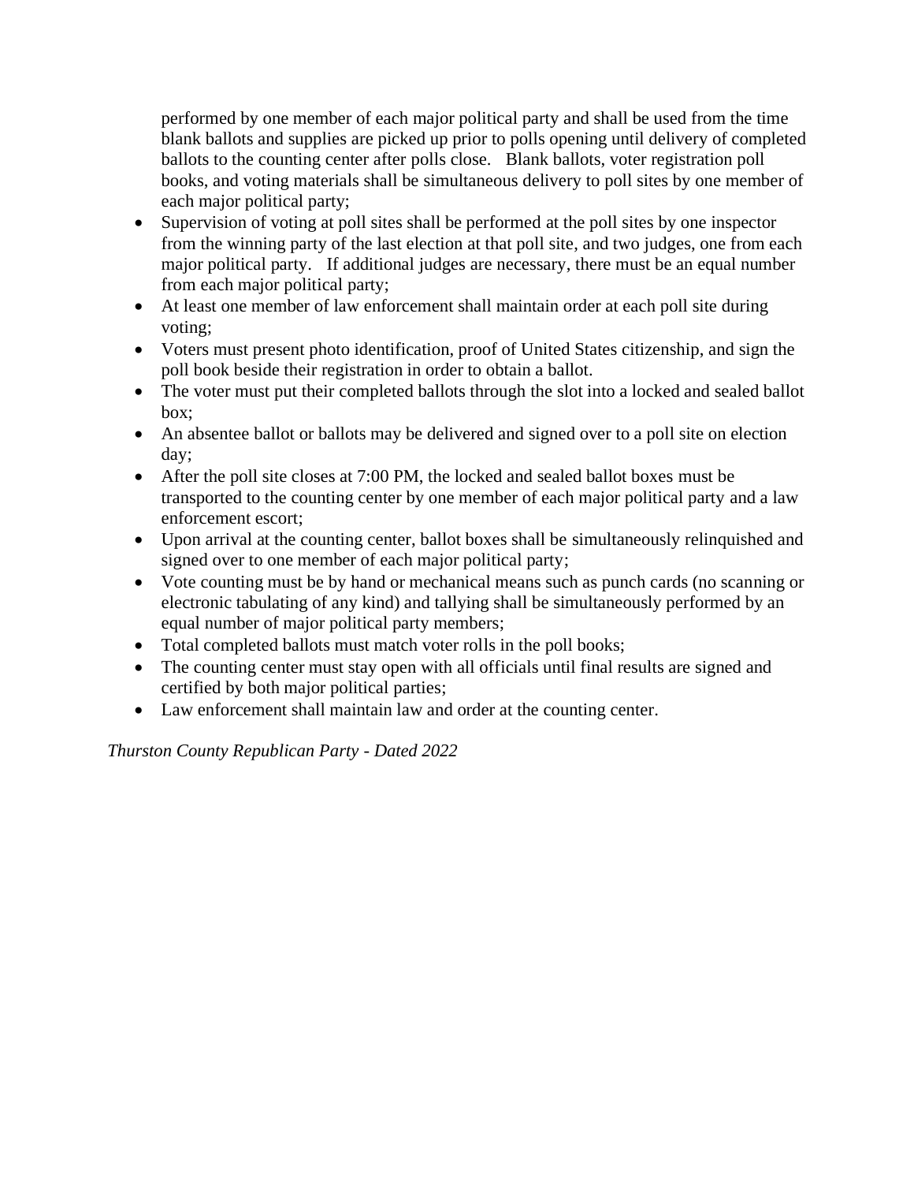performed by one member of each major political party and shall be used from the time blank ballots and supplies are picked up prior to polls opening until delivery of completed ballots to the counting center after polls close. Blank ballots, voter registration poll books, and voting materials shall be simultaneous delivery to poll sites by one member of each major political party;

- Supervision of voting at poll sites shall be performed at the poll sites by one inspector from the winning party of the last election at that poll site, and two judges, one from each major political party. If additional judges are necessary, there must be an equal number from each major political party;
- At least one member of law enforcement shall maintain order at each poll site during voting;
- Voters must present photo identification, proof of United States citizenship, and sign the poll book beside their registration in order to obtain a ballot.
- The voter must put their completed ballots through the slot into a locked and sealed ballot box;
- An absentee ballot or ballots may be delivered and signed over to a poll site on election day;
- After the poll site closes at 7:00 PM, the locked and sealed ballot boxes must be transported to the counting center by one member of each major political party and a law enforcement escort;
- Upon arrival at the counting center, ballot boxes shall be simultaneously relinquished and signed over to one member of each major political party;
- Vote counting must be by hand or mechanical means such as punch cards (no scanning or electronic tabulating of any kind) and tallying shall be simultaneously performed by an equal number of major political party members;
- Total completed ballots must match voter rolls in the poll books;
- The counting center must stay open with all officials until final results are signed and certified by both major political parties;
- Law enforcement shall maintain law and order at the counting center.

*Thurston County Republican Party - Dated 2022*